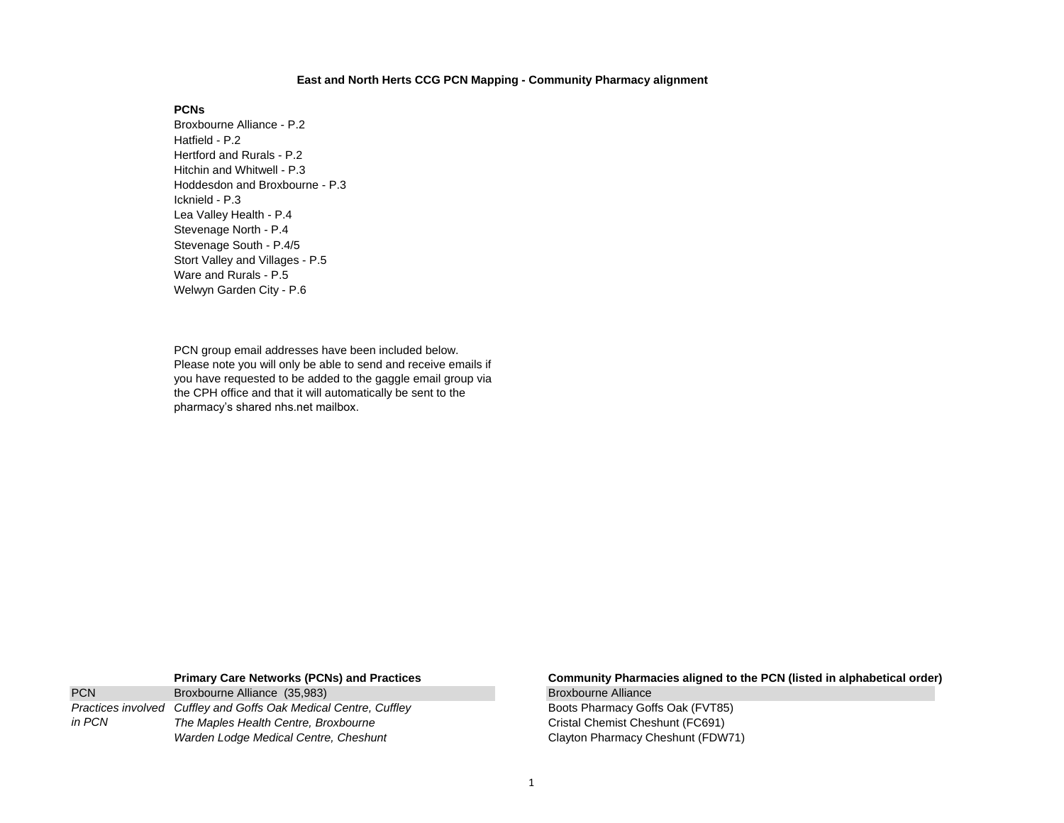# East and North Herts CCG PCN Mapping - Community Pharmacy alignment

**PCNs**

Broxbourne Alliance - P.2
Hatfield - P.2
Hertford and Rurals - P.2
Hitchin and Whitwell - P.3
Hoddesdon and Broxbourne - P.3
Icknield - P.3
Lea Valley Health - P.4
Stevenage North - P.4
Stevenage South - P.4/5
Stort Valley and Villages - P.5
Ware and Rurals - P.5
Welwyn Garden City - P.6

PCN group email addresses have been included below. Please note you will only be able to send and receive emails if you have requested to be added to the gaggle email group via the CPH office and that it will automatically be sent to the pharmacy's shared nhs.net mailbox.

| | **Primary Care Networks (PCNs) and Practices** | **Community Pharmacies aligned to the PCN (listed in alphabetical order)** |
|---|---|---|
| PCN | Broxbourne Alliance (35,983) | Broxbourne Alliance |
| *Practices involved in PCN* | *Cuffley and Goffs Oak Medical Centre, Cuffley* | Boots Pharmacy Goffs Oak (FVT85) |
| | *The Maples Health Centre, Broxbourne* | Cristal Chemist Cheshunt (FC691) |
| | *Warden Lodge Medical Centre, Cheshunt* | Clayton Pharmacy Cheshunt (FDW71) |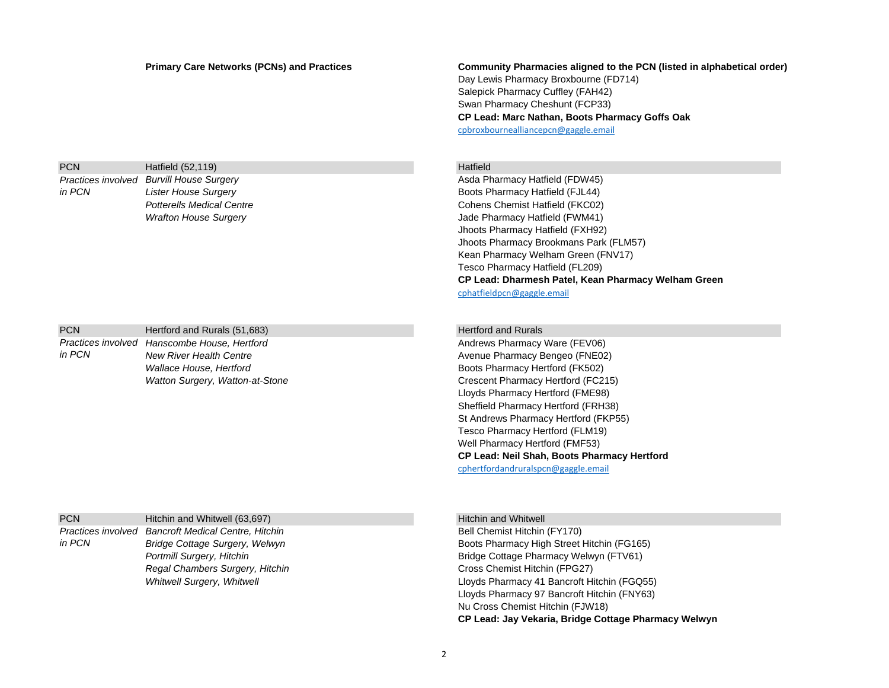| Primary Care Networks (PCNs) and Practices | | Community Pharmacies aligned to the PCN (listed in alphabetical order) |
|---|---|---|
| | | Day Lewis Pharmacy Broxbourne (FD714)<br>Salepick Pharmacy Cuffley (FAH42)<br>Swan Pharmacy Cheshunt (FCP33)<br>**CP Lead: Marc Nathan, Boots Pharmacy Goffs Oak**<br>cpbroxbournealliancepcn@gaggle.email |
| PCN | Hatfield (52,119) | Hatfield |
| *Practices involved in PCN* | *Burvill House Surgery*<br>*Lister House Surgery*<br>*Potterells Medical Centre*<br>*Wrafton House Surgery* | Asda Pharmacy Hatfield (FDW45)<br>Boots Pharmacy Hatfield (FJL44)<br>Cohens Chemist Hatfield (FKC02)<br>Jade Pharmacy Hatfield (FWM41)<br>Jhoots Pharmacy Hatfield (FXH92)<br>Jhoots Pharmacy Brookmans Park (FLM57)<br>Kean Pharmacy Welham Green (FNV17)<br>Tesco Pharmacy Hatfield (FL209)<br>**CP Lead: Dharmesh Patel, Kean Pharmacy Welham Green**<br>cphatfieldpcn@gaggle.email |
| PCN | Hertford and Rurals (51,683) | Hertford and Rurals |
| *Practices involved in PCN* | *Hanscombe House, Hertford*<br>*New River Health Centre*<br>*Wallace House, Hertford*<br>*Watton Surgery, Watton-at-Stone* | Andrews Pharmacy Ware (FEV06)<br>Avenue Pharmacy Bengeo (FNE02)<br>Boots Pharmacy Hertford (FK502)<br>Crescent Pharmacy Hertford (FC215)<br>Lloyds Pharmacy Hertford (FME98)<br>Sheffield Pharmacy Hertford (FRH38)<br>St Andrews Pharmacy Hertford (FKP55)<br>Tesco Pharmacy Hertford (FLM19)<br>Well Pharmacy Hertford (FMF53)<br>**CP Lead: Neil Shah, Boots Pharmacy Hertford**<br>cphertfordandruralspcn@gaggle.email |
| PCN | Hitchin and Whitwell (63,697) | Hitchin and Whitwell |
| *Practices involved in PCN* | *Bancroft Medical Centre, Hitchin*<br>*Bridge Cottage Surgery, Welwyn*<br>*Portmill Surgery, Hitchin*<br>*Regal Chambers Surgery, Hitchin*<br>*Whitwell Surgery, Whitwell* | Bell Chemist Hitchin (FY170)<br>Boots Pharmacy High Street Hitchin (FG165)<br>Bridge Cottage Pharmacy Welwyn (FTV61)<br>Cross Chemist Hitchin (FPG27)<br>Lloyds Pharmacy 41 Bancroft Hitchin (FGQ55)<br>Lloyds Pharmacy 97 Bancroft Hitchin (FNY63)<br>Nu Cross Chemist Hitchin (FJW18)<br>**CP Lead: Jay Vekaria, Bridge Cottage Pharmacy Welwyn** |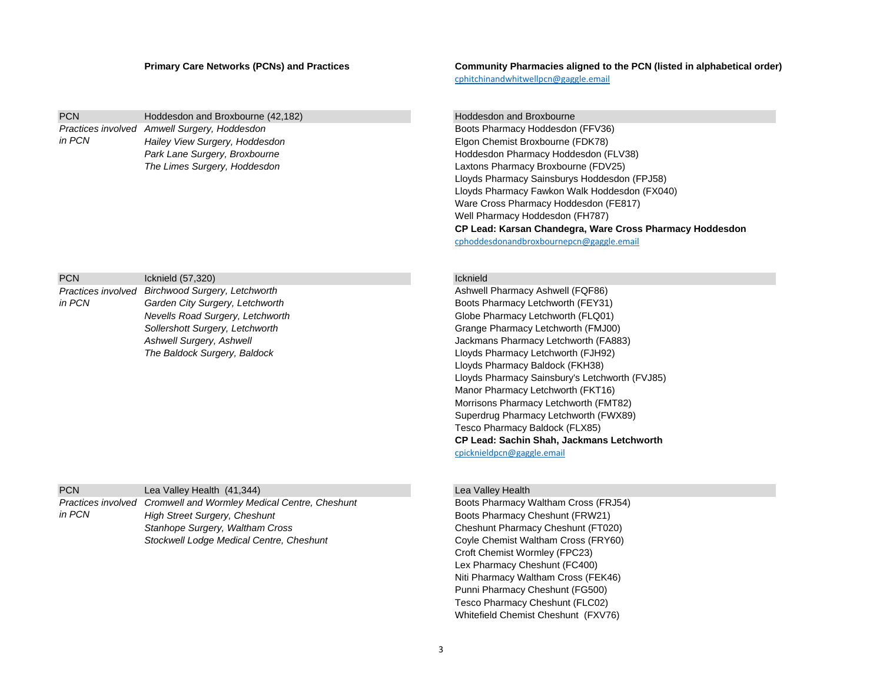**Primary Care Networks (PCNs) and Practices**

**Community Pharmacies aligned to the PCN (listed in alphabetical order)**

cphitchinandwhitwellpcn@gaggle.email

| PCN | Hoddesdon and Broxbourne (42,182) | Hoddesdon and Broxbourne |
|---|---|---|
| *Practices involved in PCN* | *Amwell Surgery, Hoddesdon* | Boots Pharmacy Hoddesdon (FFV36) |
| | *Hailey View Surgery, Hoddesdon* | Elgon Chemist Broxbourne (FDK78) |
| | *Park Lane Surgery, Broxbourne* | Hoddesdon Pharmacy Hoddesdon (FLV38) |
| | *The Limes Surgery, Hoddesdon* | Laxtons Pharmacy Broxbourne (FDV25) |
| | | Lloyds Pharmacy Sainsburys Hoddesdon (FPJ58) |
| | | Lloyds Pharmacy Fawkon Walk Hoddesdon (FX040) |
| | | Ware Cross Pharmacy Hoddesdon (FE817) |
| | | Well Pharmacy Hoddesdon (FH787) |
| | | **CP Lead: Karsan Chandegra, Ware Cross Pharmacy Hoddesdon** |
| | | cphoddesdonandbroxbournepcn@gaggle.email |

| PCN | Icknield (57,320) | Icknield |
|---|---|---|
| *Practices involved in PCN* | *Birchwood Surgery, Letchworth* | Ashwell Pharmacy Ashwell (FQF86) |
| | *Garden City Surgery, Letchworth* | Boots Pharmacy Letchworth (FEY31) |
| | *Nevells Road Surgery, Letchworth* | Globe Pharmacy Letchworth (FLQ01) |
| | *Sollershott Surgery, Letchworth* | Grange Pharmacy Letchworth (FMJ00) |
| | *Ashwell Surgery, Ashwell* | Jackmans Pharmacy Letchworth (FA883) |
| | *The Baldock Surgery, Baldock* | Lloyds Pharmacy Letchworth (FJH92) |
| | | Lloyds Pharmacy Baldock (FKH38) |
| | | Lloyds Pharmacy Sainsbury's Letchworth (FVJ85) |
| | | Manor Pharmacy Letchworth (FKT16) |
| | | Morrisons Pharmacy Letchworth (FMT82) |
| | | Superdrug Pharmacy Letchworth (FWX89) |
| | | Tesco Pharmacy Baldock (FLX85) |
| | | **CP Lead: Sachin Shah, Jackmans Letchworth** |
| | | cpicknieldpcn@gaggle.email |

| PCN | Lea Valley Health (41,344) | Lea Valley Health |
|---|---|---|
| *Practices involved in PCN* | *Cromwell and Wormley Medical Centre, Cheshunt* | Boots Pharmacy Waltham Cross (FRJ54) |
| | *High Street Surgery, Cheshunt* | Boots Pharmacy Cheshunt (FRW21) |
| | *Stanhope Surgery, Waltham Cross* | Cheshunt Pharmacy Cheshunt (FT020) |
| | *Stockwell Lodge Medical Centre, Cheshunt* | Coyle Chemist Waltham Cross (FRY60) |
| | | Croft Chemist Wormley (FPC23) |
| | | Lex Pharmacy Cheshunt (FC400) |
| | | Niti Pharmacy Waltham Cross (FEK46) |
| | | Punni Pharmacy Cheshunt (FG500) |
| | | Tesco Pharmacy Cheshunt (FLC02) |
| | | Whitefield Chemist Cheshunt (FXV76) |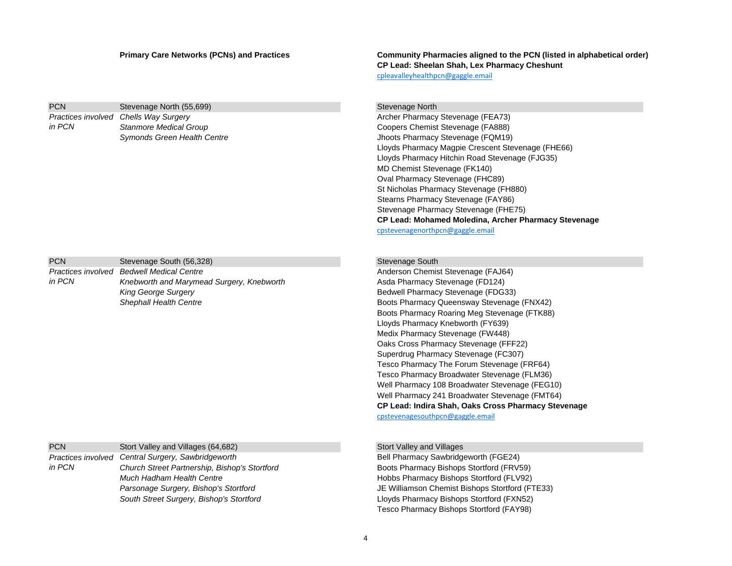**Primary Care Networks (PCNs) and Practices**

**Community Pharmacies aligned to the PCN (listed in alphabetical order)**
**CP Lead: Sheelan Shah, Lex Pharmacy Cheshunt**
cpleavalleyhealthpcn@gaggle.email

| PCN | Stevenage North (55,699) | Stevenage North |
|---|---|---|
| *Practices involved in PCN* | *Chells Way Surgery* | Archer Pharmacy Stevenage (FEA73) |
| | *Stanmore Medical Group* | Coopers Chemist Stevenage (FA888) |
| | *Symonds Green Health Centre* | Jhoots Pharmacy Stevenage (FQM19) |
| | | Lloyds Pharmacy Magpie Crescent Stevenage (FHE66) |
| | | Lloyds Pharmacy Hitchin Road Stevenage (FJG35) |
| | | MD Chemist Stevenage (FK140) |
| | | Oval Pharmacy Stevenage (FHC89) |
| | | St Nicholas Pharmacy Stevenage (FH880) |
| | | Stearns Pharmacy Stevenage (FAY86) |
| | | Stevenage Pharmacy Stevenage (FHE75) |
| | | **CP Lead: Mohamed Moledina, Archer Pharmacy Stevenage** |
| | | cpstevenagenorthpcn@gaggle.email |

| PCN | Stevenage South (56,328) | Stevenage South |
|---|---|---|
| *Practices involved in PCN* | *Bedwell Medical Centre* | Anderson Chemist Stevenage (FAJ64) |
| | *Knebworth and Marymead Surgery, Knebworth* | Asda Pharmacy Stevenage (FD124) |
| | *King George Surgery* | Bedwell Pharmacy Stevenage (FDG33) |
| | *Shephall Health Centre* | Boots Pharmacy Queensway Stevenage (FNX42) |
| | | Boots Pharmacy Roaring Meg Stevenage (FTK88) |
| | | Lloyds Pharmacy Knebworth (FY639) |
| | | Medix Pharmacy Stevenage (FW448) |
| | | Oaks Cross Pharmacy Stevenage (FFF22) |
| | | Superdrug Pharmacy Stevenage (FC307) |
| | | Tesco Pharmacy The Forum Stevenage (FRF64) |
| | | Tesco Pharmacy Broadwater Stevenage (FLM36) |
| | | Well Pharmacy 108 Broadwater Stevenage (FEG10) |
| | | Well Pharmacy 241 Broadwater Stevenage (FMT64) |
| | | **CP Lead: Indira Shah, Oaks Cross Pharmacy Stevenage** |
| | | cpstevenagesouthpcn@gaggle.email |

| PCN | Stort Valley and Villages (64,682) | Stort Valley and Villages |
|---|---|---|
| *Practices involved in PCN* | *Central Surgery, Sawbridgeworth* | Bell Pharmacy Sawbridgeworth (FGE24) |
| | *Church Street Partnership, Bishop's Stortford* | Boots Pharmacy Bishops Stortford (FRV59) |
| | *Much Hadham Health Centre* | Hobbs Pharmacy Bishops Stortford (FLV92) |
| | *Parsonage Surgery, Bishop's Stortford* | JE Williamson Chemist Bishops Stortford (FTE33) |
| | *South Street Surgery, Bishop's Stortford* | Lloyds Pharmacy Bishops Stortford (FXN52) |
| | | Tesco Pharmacy Bishops Stortford (FAY98) |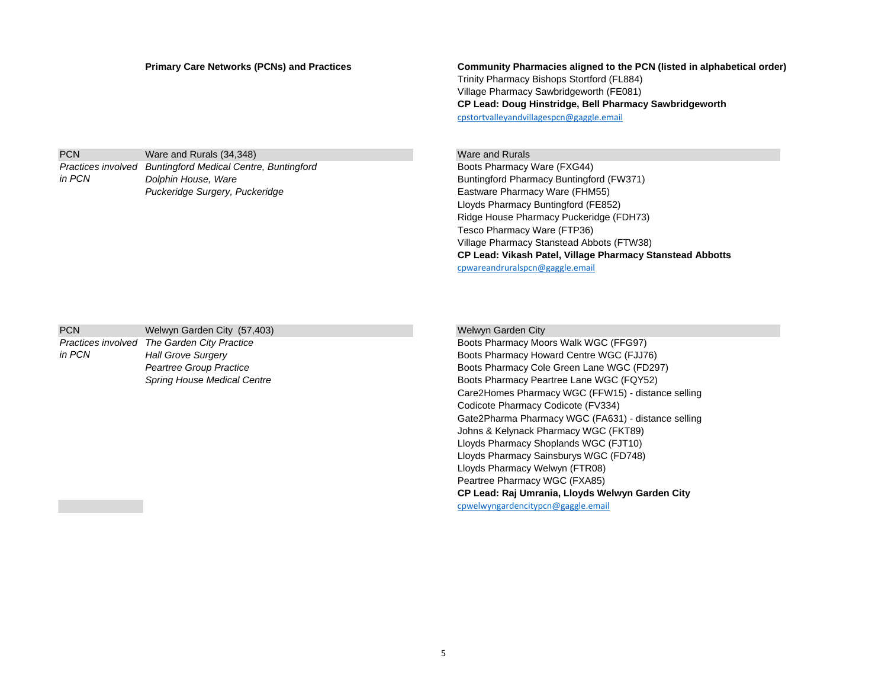**Primary Care Networks (PCNs) and Practices**

**Community Pharmacies aligned to the PCN (listed in alphabetical order)**

Trinity Pharmacy Bishops Stortford (FL884)
Village Pharmacy Sawbridgeworth (FE081)
**CP Lead: Doug Hinstridge, Bell Pharmacy Sawbridgeworth**
cpstortvalleyandvillagespcn@gaggle.email

| PCN | Ware and Rurals (34,348) |
|---|---|
| *Practices involved in PCN* | *Buntingford Medical Centre, Buntingford*<br>*Dolphin House, Ware*<br>*Puckeridge Surgery, Puckeridge* |

**Ware and Rurals**

Boots Pharmacy Ware (FXG44)
Buntingford Pharmacy Buntingford (FW371)
Eastware Pharmacy Ware (FHM55)
Lloyds Pharmacy Buntingford (FE852)
Ridge House Pharmacy Puckeridge (FDH73)
Tesco Pharmacy Ware (FTP36)
Village Pharmacy Stanstead Abbots (FTW38)
**CP Lead: Vikash Patel, Village Pharmacy Stanstead Abbotts**
cpwareandruralspcn@gaggle.email

| PCN | Welwyn Garden City (57,403) |
|---|---|
| *Practices involved in PCN* | *The Garden City Practice*<br>*Hall Grove Surgery*<br>*Peartree Group Practice*<br>*Spring House Medical Centre* |

**Welwyn Garden City**

Boots Pharmacy Moors Walk WGC (FFG97)
Boots Pharmacy Howard Centre WGC (FJJ76)
Boots Pharmacy Cole Green Lane WGC (FD297)
Boots Pharmacy Peartree Lane WGC (FQY52)
Care2Homes Pharmacy WGC (FFW15) - distance selling
Codicote Pharmacy Codicote (FV334)
Gate2Pharma Pharmacy WGC (FA631) - distance selling
Johns & Kelynack Pharmacy WGC (FKT89)
Lloyds Pharmacy Shoplands WGC (FJT10)
Lloyds Pharmacy Sainsburys WGC (FD748)
Lloyds Pharmacy Welwyn (FTR08)
Peartree Pharmacy WGC (FXA85)
**CP Lead: Raj Umrania, Lloyds Welwyn Garden City**
cpwelwyngardencitypcn@gaggle.email